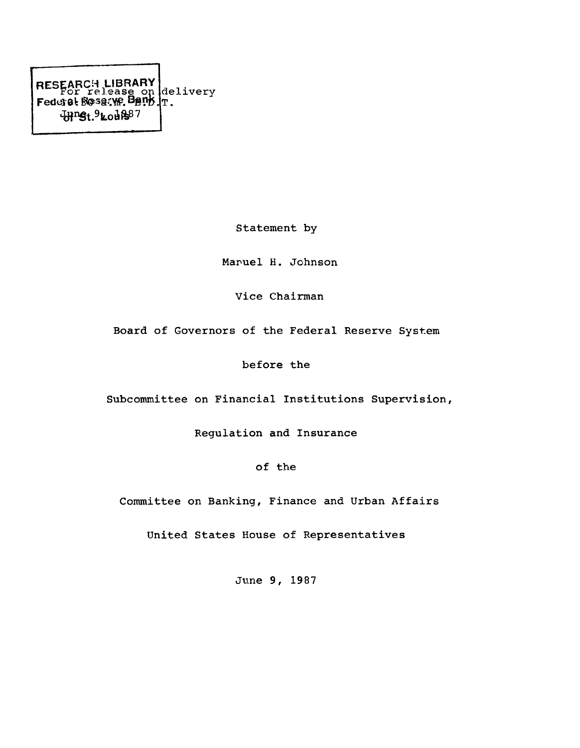RESEARCH LIBRARY
Federal Reserve Bank
of St. Louis

For release on delivery
10:00 a.m. E.D.T.
June 9, 1987

Statement by

Manuel H. Johnson

Vice Chairman

Board of Governors of the Federal Reserve System

before the

Subcommittee on Financial Institutions Supervision,

Regulation and Insurance

of the

Committee on Banking, Finance and Urban Affairs

United States House of Representatives

June 9, 1987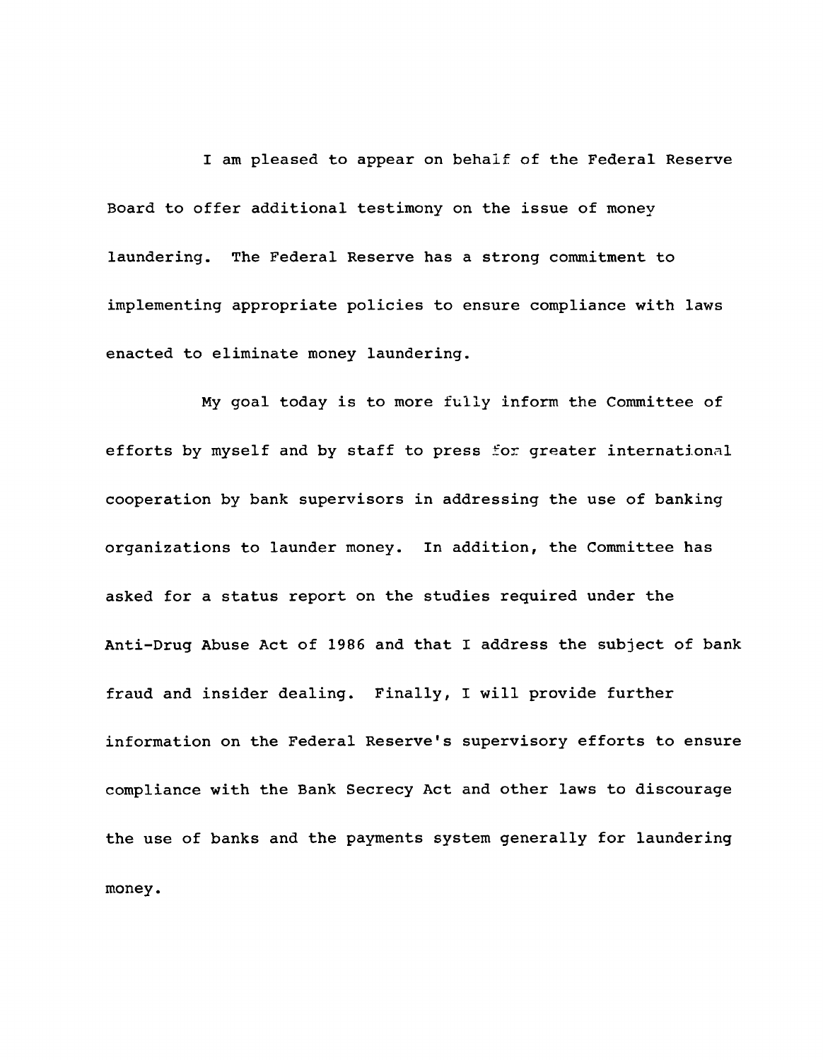I am pleased to appear on behalf of the Federal Reserve Board to offer additional testimony on the issue of money laundering. The Federal Reserve has a strong commitment to implementing appropriate policies to ensure compliance with laws enacted to eliminate money laundering.

My goal today is to more fully inform the Committee of efforts by myself and by staff to press for greater international cooperation by bank supervisors in addressing the use of banking organizations to launder money. In addition, the Committee has asked for a status report on the studies required under the Anti-Drug Abuse Act of 1986 and that I address the subject of bank fraud and insider dealing. Finally, I will provide further information on the Federal Reserve's supervisory efforts to ensure compliance with the Bank Secrecy Act and other laws to discourage the use of banks and the payments system generally for laundering money.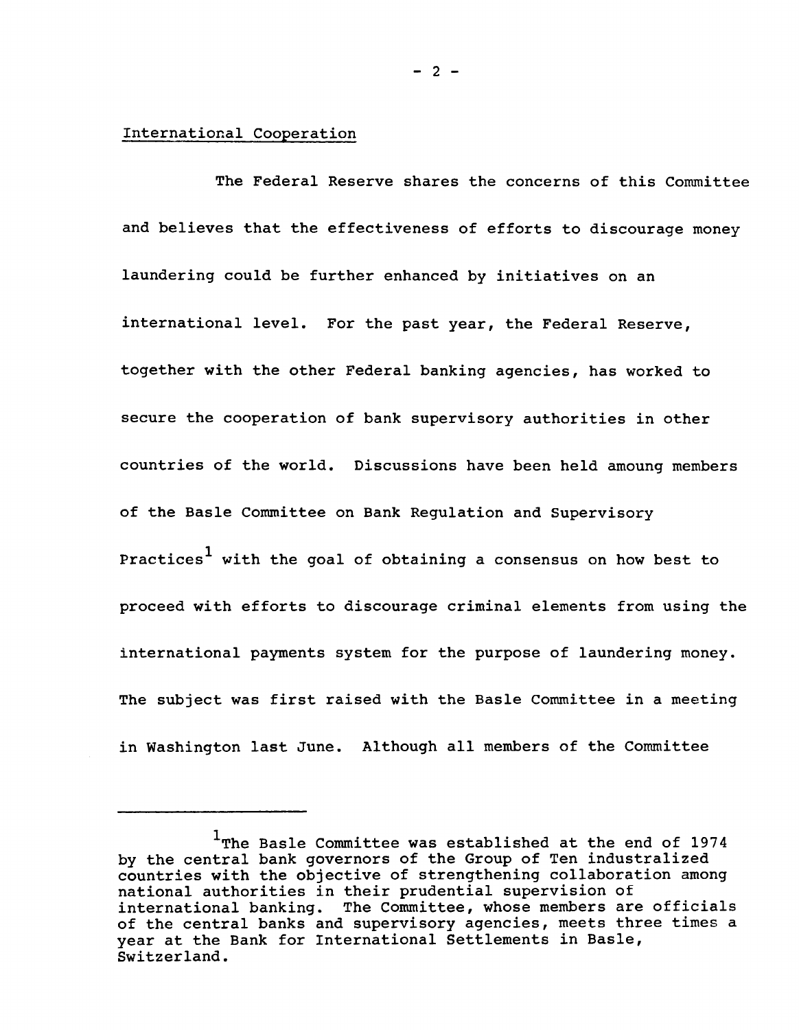International Cooperation

The Federal Reserve shares the concerns of this Committee and believes that the effectiveness of efforts to discourage money laundering could be further enhanced by initiatives on an international level. For the past year, the Federal Reserve, together with the other Federal banking agencies, has worked to secure the cooperation of bank supervisory authorities in other countries of the world. Discussions have been held amoung members of the Basle Committee on Bank Regulation and Supervisory Practices[1] with the goal of obtaining a consensus on how best to proceed with efforts to discourage criminal elements from using the international payments system for the purpose of laundering money. The subject was first raised with the Basle Committee in a meeting in Washington last June. Although all members of the Committee

---

[1]The Basle Committee was established at the end of 1974 by the central bank governors of the Group of Ten industralized countries with the objective of strengthening collaboration among national authorities in their prudential supervision of international banking. The Committee, whose members are officials of the central banks and supervisory agencies, meets three times a year at the Bank for International Settlements in Basle, Switzerland.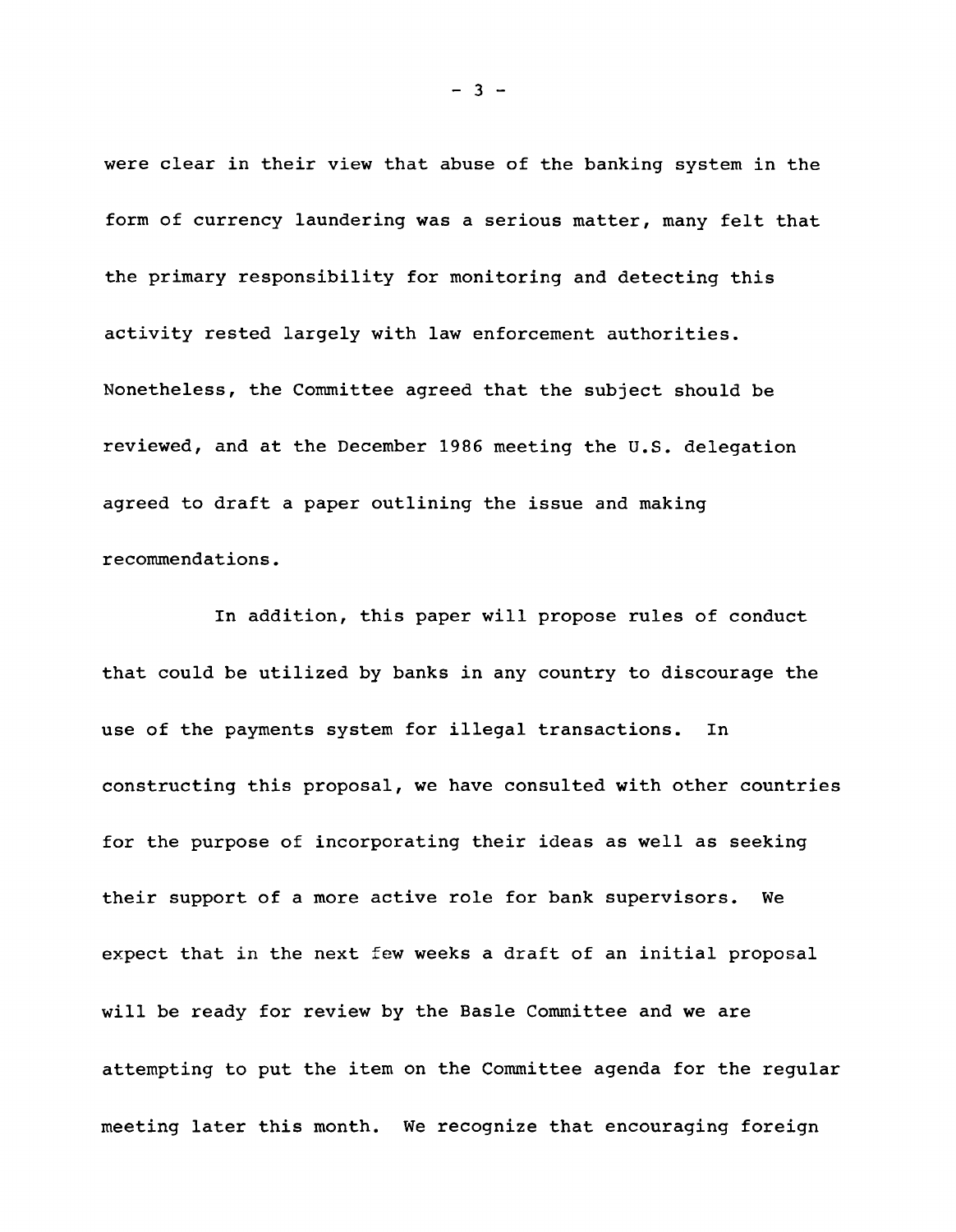were clear in their view that abuse of the banking system in the form of currency laundering was a serious matter, many felt that the primary responsibility for monitoring and detecting this activity rested largely with law enforcement authorities. Nonetheless, the Committee agreed that the subject should be reviewed, and at the December 1986 meeting the U.S. delegation agreed to draft a paper outlining the issue and making recommendations.

In addition, this paper will propose rules of conduct that could be utilized by banks in any country to discourage the use of the payments system for illegal transactions. In constructing this proposal, we have consulted with other countries for the purpose of incorporating their ideas as well as seeking their support of a more active role for bank supervisors. We expect that in the next few weeks a draft of an initial proposal will be ready for review by the Basle Committee and we are attempting to put the item on the Committee agenda for the regular meeting later this month. We recognize that encouraging foreign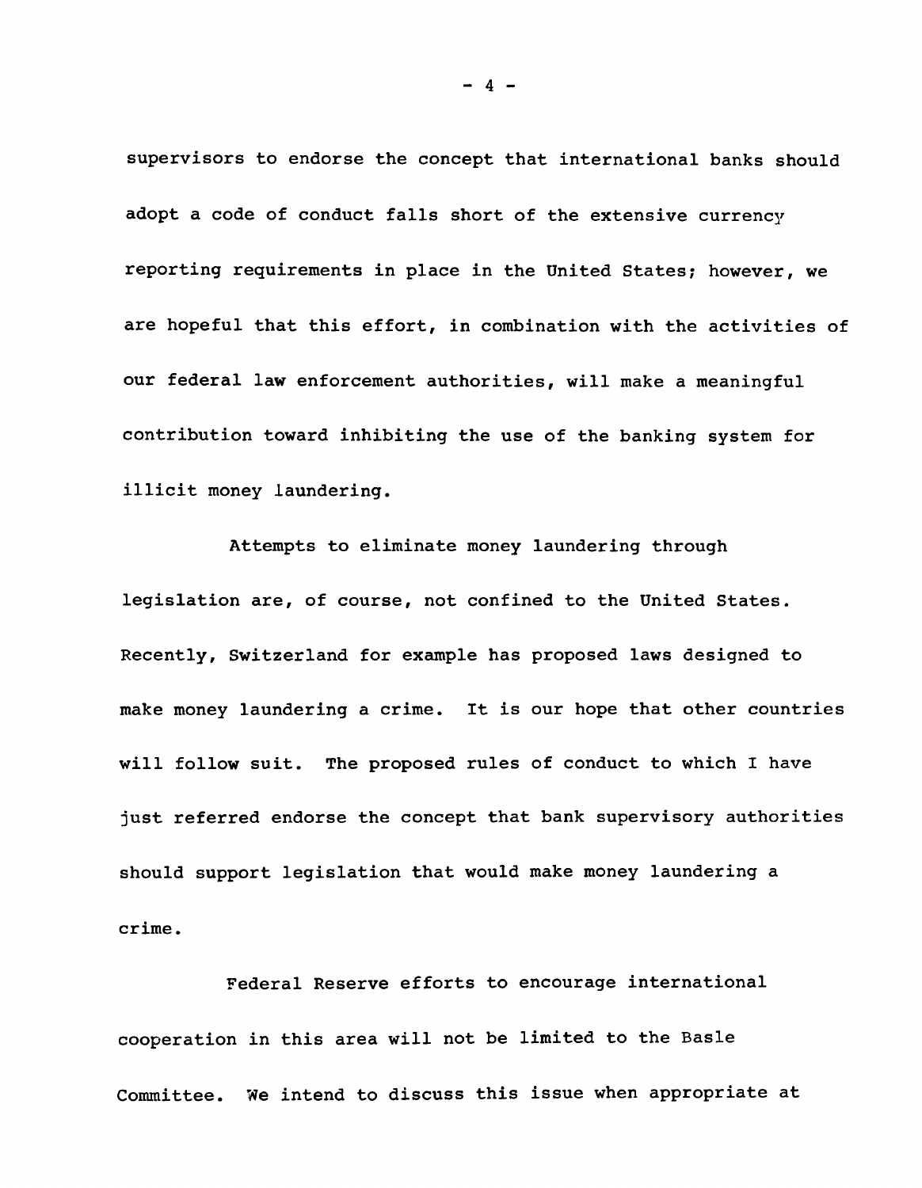supervisors to endorse the concept that international banks should adopt a code of conduct falls short of the extensive currency reporting requirements in place in the United States; however, we are hopeful that this effort, in combination with the activities of our federal law enforcement authorities, will make a meaningful contribution toward inhibiting the use of the banking system for illicit money laundering.

Attempts to eliminate money laundering through legislation are, of course, not confined to the United States. Recently, Switzerland for example has proposed laws designed to make money laundering a crime. It is our hope that other countries will follow suit. The proposed rules of conduct to which I have just referred endorse the concept that bank supervisory authorities should support legislation that would make money laundering a crime.

Federal Reserve efforts to encourage international cooperation in this area will not be limited to the Basle Committee. We intend to discuss this issue when appropriate at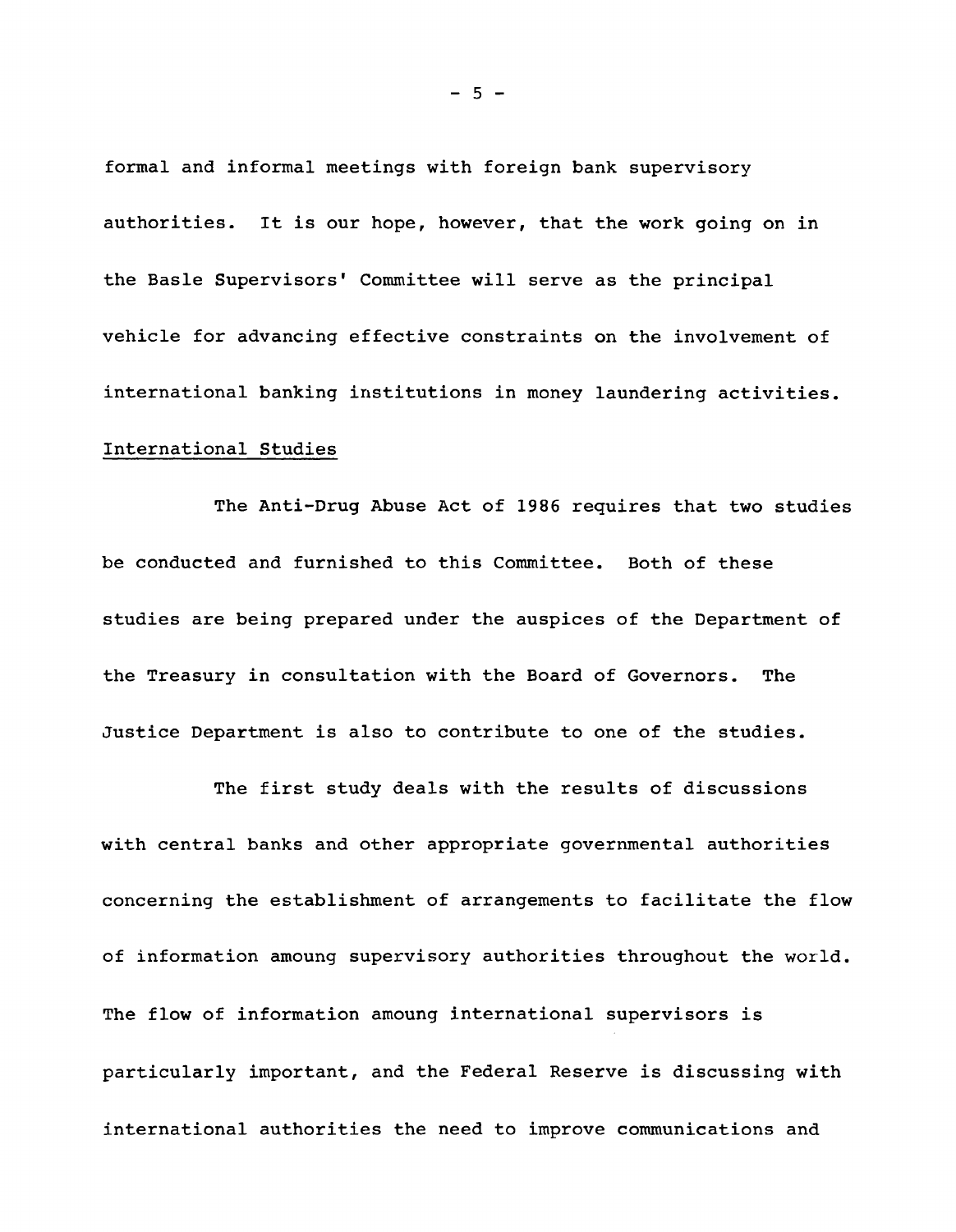formal and informal meetings with foreign bank supervisory authorities. It is our hope, however, that the work going on in the Basle Supervisors' Committee will serve as the principal vehicle for advancing effective constraints on the involvement of international banking institutions in money laundering activities.

## International Studies

The Anti-Drug Abuse Act of 1986 requires that two studies be conducted and furnished to this Committee. Both of these studies are being prepared under the auspices of the Department of the Treasury in consultation with the Board of Governors. The Justice Department is also to contribute to one of the studies.

The first study deals with the results of discussions with central banks and other appropriate governmental authorities concerning the establishment of arrangements to facilitate the flow of information amoung supervisory authorities throughout the world. The flow of information amoung international supervisors is particularly important, and the Federal Reserve is discussing with international authorities the need to improve communications and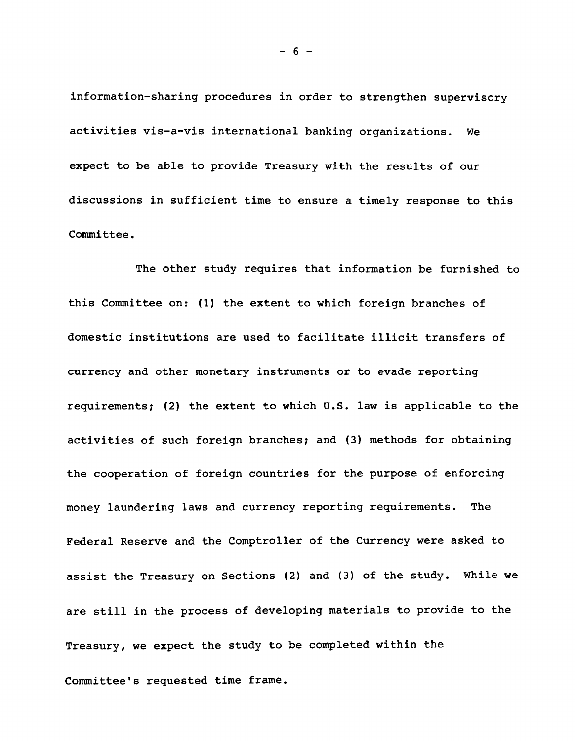information-sharing procedures in order to strengthen supervisory activities vis-a-vis international banking organizations. We expect to be able to provide Treasury with the results of our discussions in sufficient time to ensure a timely response to this Committee.

The other study requires that information be furnished to this Committee on: (1) the extent to which foreign branches of domestic institutions are used to facilitate illicit transfers of currency and other monetary instruments or to evade reporting requirements; (2) the extent to which U.S. law is applicable to the activities of such foreign branches; and (3) methods for obtaining the cooperation of foreign countries for the purpose of enforcing money laundering laws and currency reporting requirements. The Federal Reserve and the Comptroller of the Currency were asked to assist the Treasury on Sections (2) and (3) of the study. While we are still in the process of developing materials to provide to the Treasury, we expect the study to be completed within the Committee's requested time frame.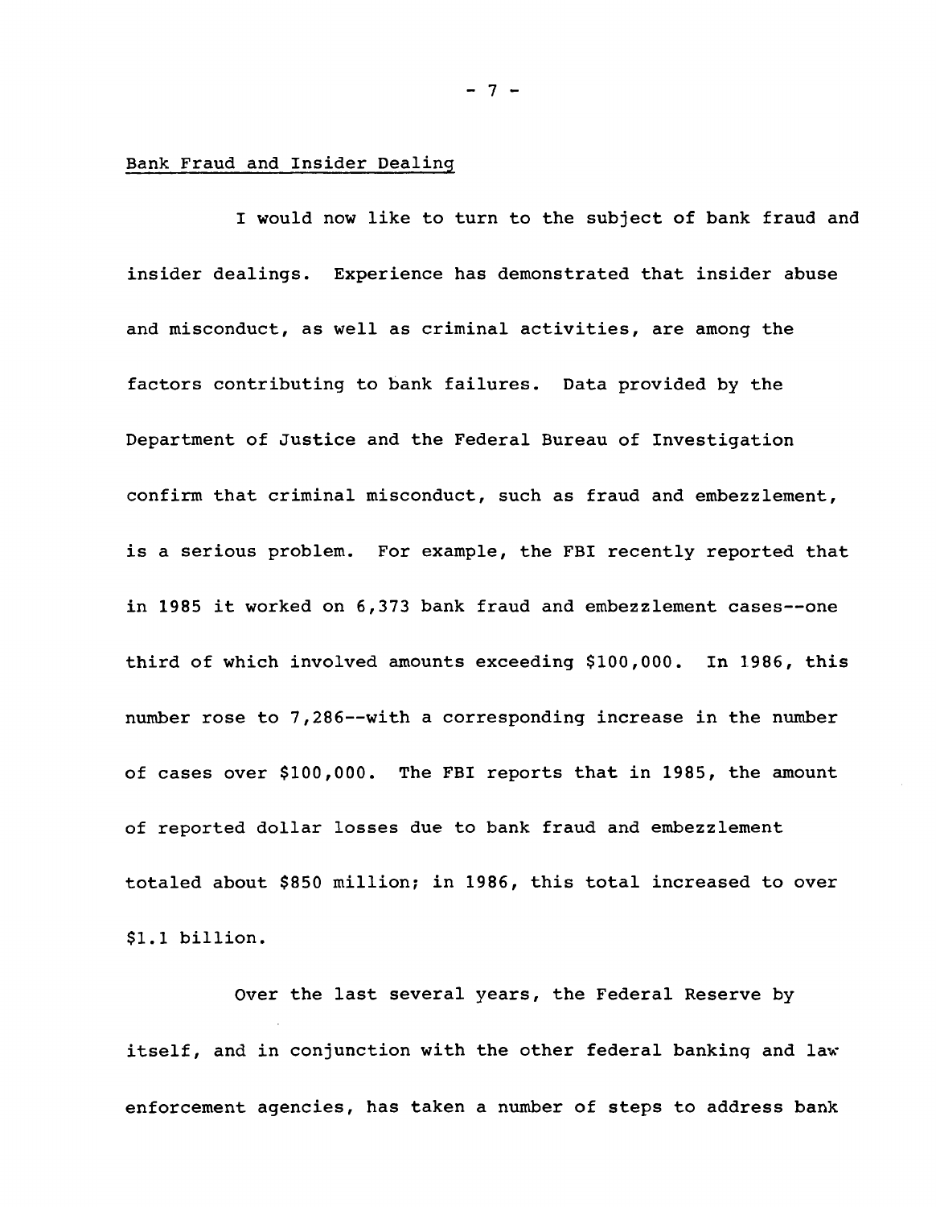## Bank Fraud and Insider Dealing

I would now like to turn to the subject of bank fraud and insider dealings. Experience has demonstrated that insider abuse and misconduct, as well as criminal activities, are among the factors contributing to bank failures. Data provided by the Department of Justice and the Federal Bureau of Investigation confirm that criminal misconduct, such as fraud and embezzlement, is a serious problem. For example, the FBI recently reported that in 1985 it worked on 6,373 bank fraud and embezzlement cases--one third of which involved amounts exceeding $100,000. In 1986, this number rose to 7,286--with a corresponding increase in the number of cases over $100,000. The FBI reports that in 1985, the amount of reported dollar losses due to bank fraud and embezzlement totaled about $850 million; in 1986, this total increased to over $1.1 billion.

Over the last several years, the Federal Reserve by itself, and in conjunction with the other federal banking and law enforcement agencies, has taken a number of steps to address bank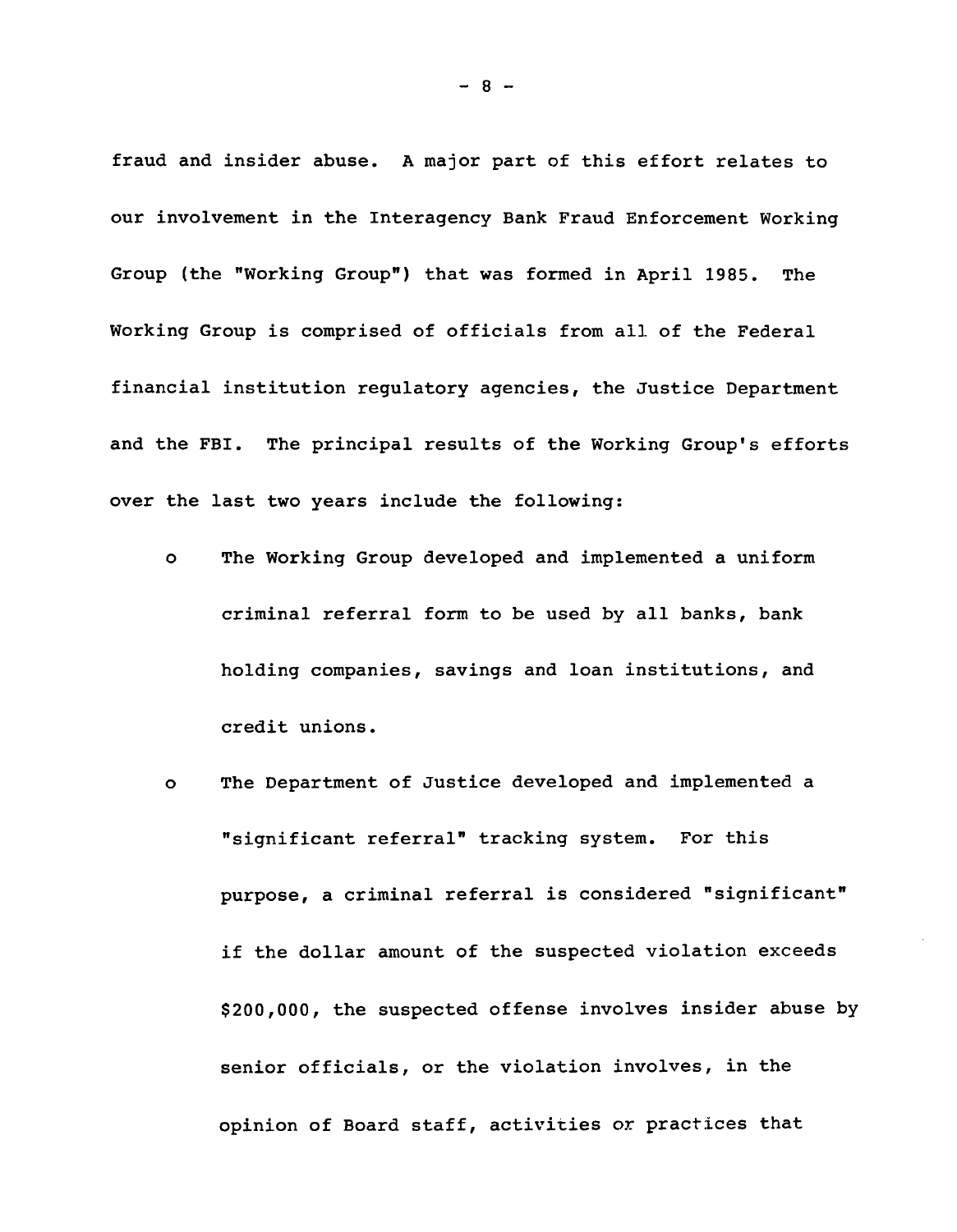fraud and insider abuse. A major part of this effort relates to our involvement in the Interagency Bank Fraud Enforcement Working Group (the "Working Group") that was formed in April 1985. The Working Group is comprised of officials from all of the Federal financial institution regulatory agencies, the Justice Department and the FBI. The principal results of the Working Group's efforts over the last two years include the following:

- The Working Group developed and implemented a uniform criminal referral form to be used by all banks, bank holding companies, savings and loan institutions, and credit unions.

- The Department of Justice developed and implemented a "significant referral" tracking system. For this purpose, a criminal referral is considered "significant" if the dollar amount of the suspected violation exceeds $200,000, the suspected offense involves insider abuse by senior officials, or the violation involves, in the opinion of Board staff, activities or practices that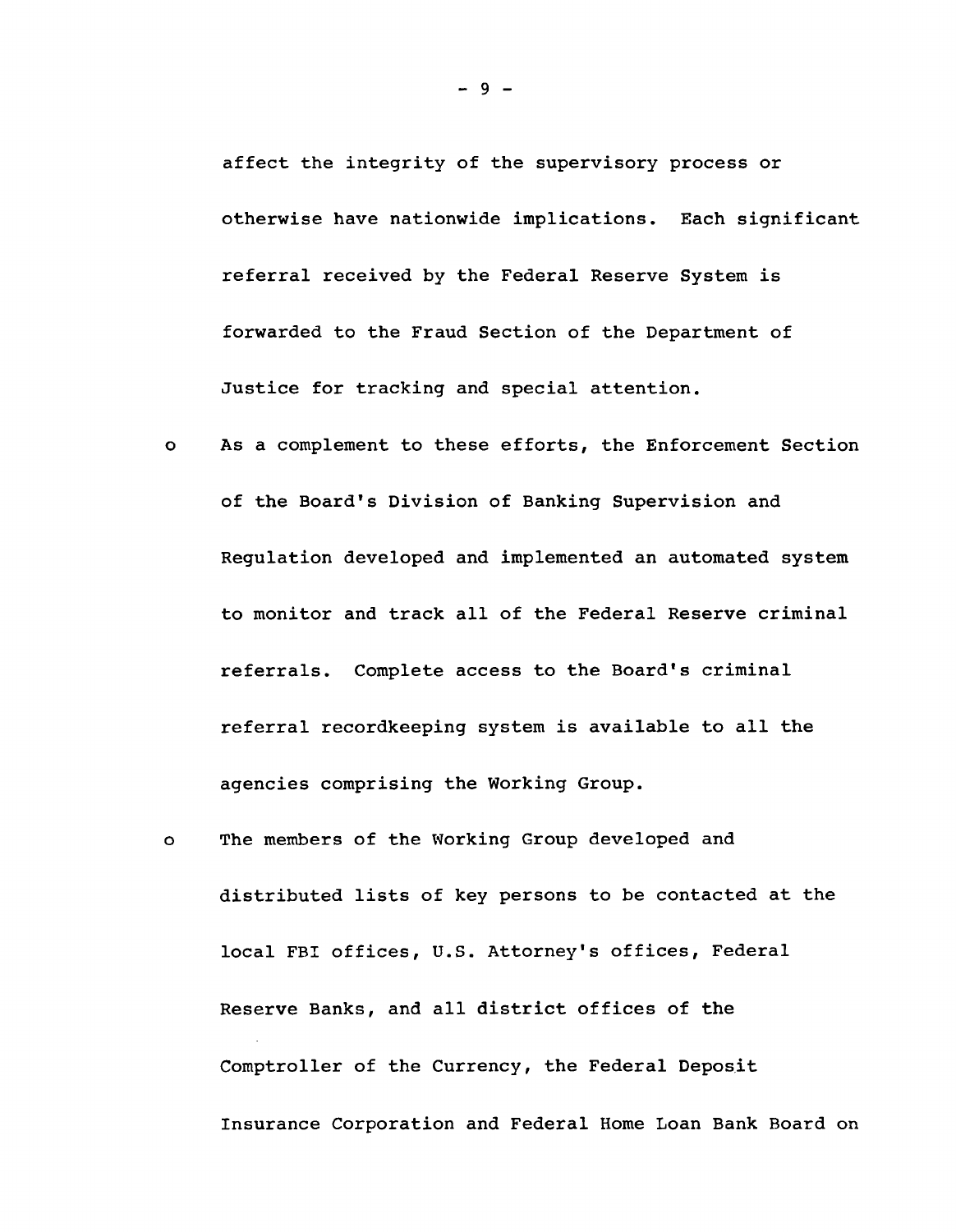affect the integrity of the supervisory process or otherwise have nationwide implications. Each significant referral received by the Federal Reserve System is forwarded to the Fraud Section of the Department of Justice for tracking and special attention.

- As a complement to these efforts, the Enforcement Section of the Board's Division of Banking Supervision and Regulation developed and implemented an automated system to monitor and track all of the Federal Reserve criminal referrals. Complete access to the Board's criminal referral recordkeeping system is available to all the agencies comprising the Working Group.

- The members of the Working Group developed and distributed lists of key persons to be contacted at the local FBI offices, U.S. Attorney's offices, Federal Reserve Banks, and all district offices of the Comptroller of the Currency, the Federal Deposit Insurance Corporation and Federal Home Loan Bank Board on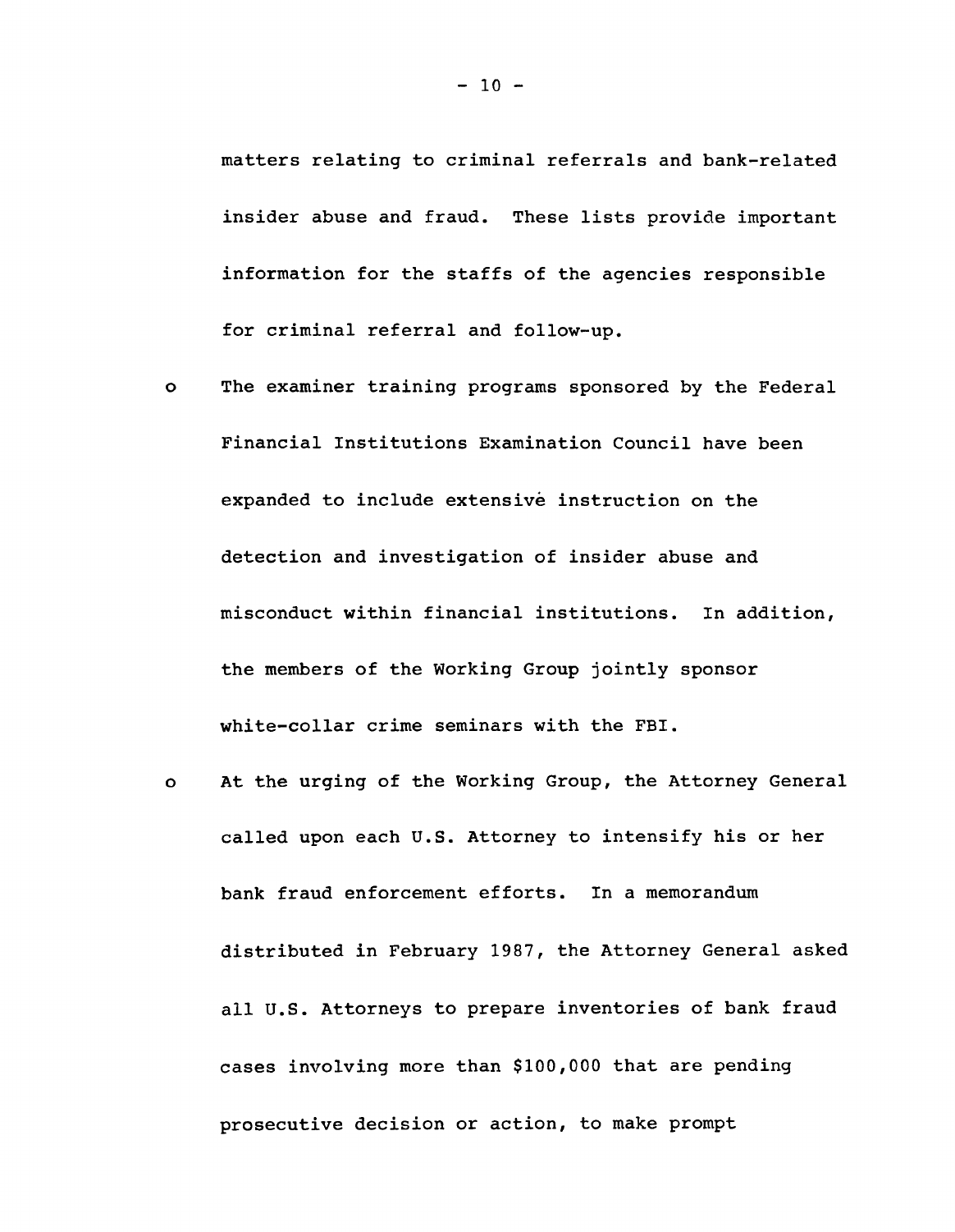matters relating to criminal referrals and bank-related insider abuse and fraud. These lists provide important information for the staffs of the agencies responsible for criminal referral and follow-up.

- The examiner training programs sponsored by the Federal Financial Institutions Examination Council have been expanded to include extensive instruction on the detection and investigation of insider abuse and misconduct within financial institutions. In addition, the members of the Working Group jointly sponsor white-collar crime seminars with the FBI.
- At the urging of the Working Group, the Attorney General called upon each U.S. Attorney to intensify his or her bank fraud enforcement efforts. In a memorandum distributed in February 1987, the Attorney General asked all U.S. Attorneys to prepare inventories of bank fraud cases involving more than $100,000 that are pending prosecutive decision or action, to make prompt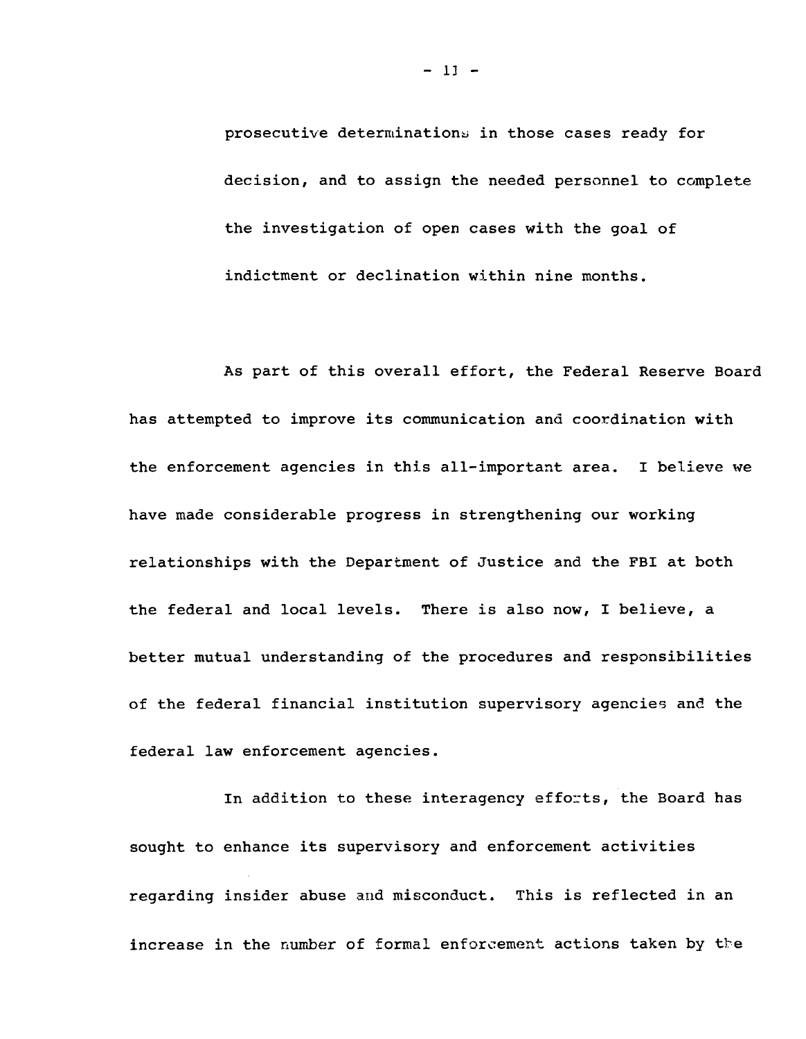prosecutive determinations in those cases ready for decision, and to assign the needed personnel to complete the investigation of open cases with the goal of indictment or declination within nine months.

As part of this overall effort, the Federal Reserve Board has attempted to improve its communication and coordination with the enforcement agencies in this all-important area. I believe we have made considerable progress in strengthening our working relationships with the Department of Justice and the FBI at both the federal and local levels. There is also now, I believe, a better mutual understanding of the procedures and responsibilities of the federal financial institution supervisory agencies and the federal law enforcement agencies.

In addition to these interagency efforts, the Board has sought to enhance its supervisory and enforcement activities regarding insider abuse and misconduct. This is reflected in an increase in the number of formal enforcement actions taken by the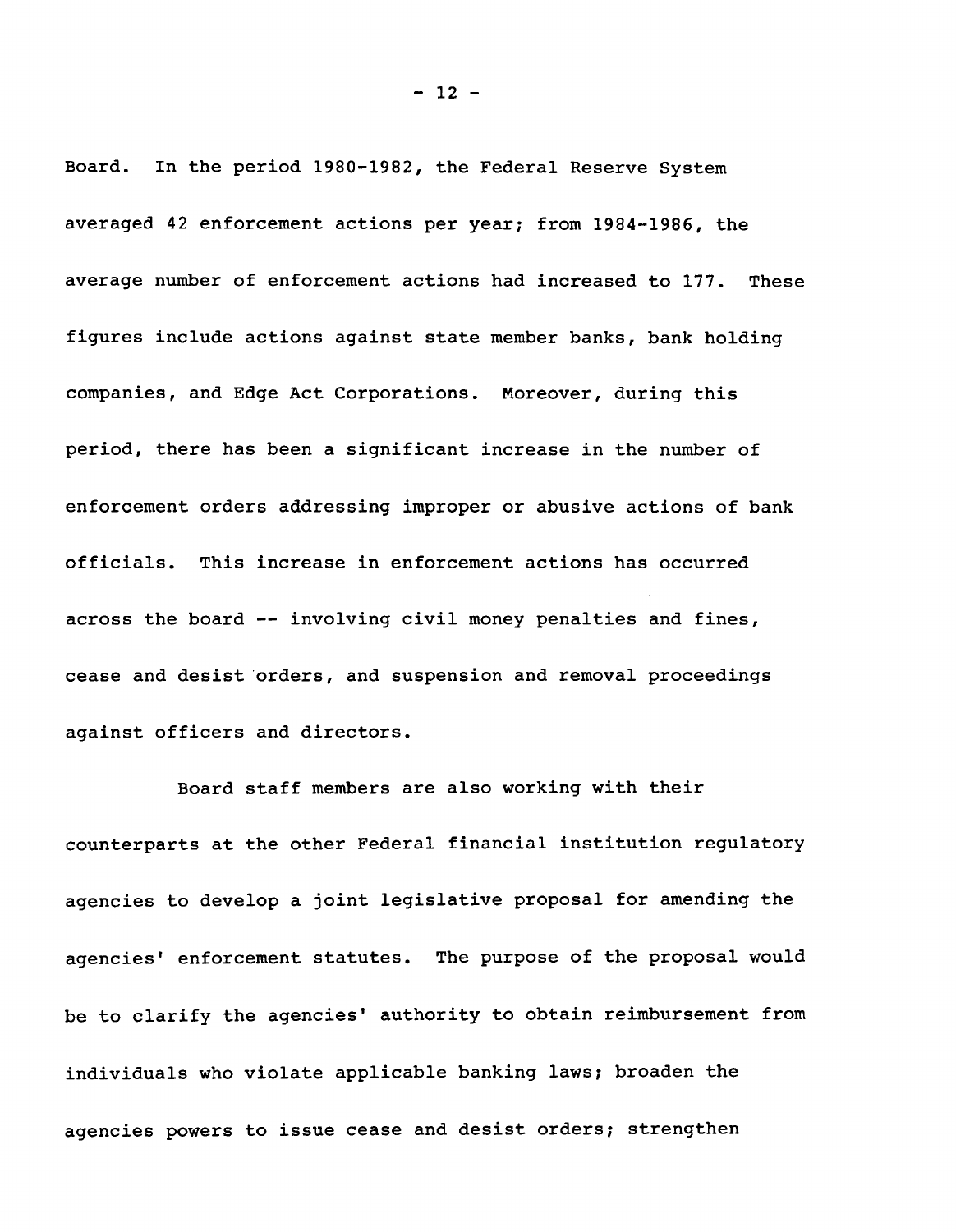Board. In the period 1980-1982, the Federal Reserve System averaged 42 enforcement actions per year; from 1984-1986, the average number of enforcement actions had increased to 177. These figures include actions against state member banks, bank holding companies, and Edge Act Corporations. Moreover, during this period, there has been a significant increase in the number of enforcement orders addressing improper or abusive actions of bank officials. This increase in enforcement actions has occurred across the board -- involving civil money penalties and fines, cease and desist orders, and suspension and removal proceedings against officers and directors.

Board staff members are also working with their counterparts at the other Federal financial institution regulatory agencies to develop a joint legislative proposal for amending the agencies' enforcement statutes. The purpose of the proposal would be to clarify the agencies' authority to obtain reimbursement from individuals who violate applicable banking laws; broaden the agencies powers to issue cease and desist orders; strengthen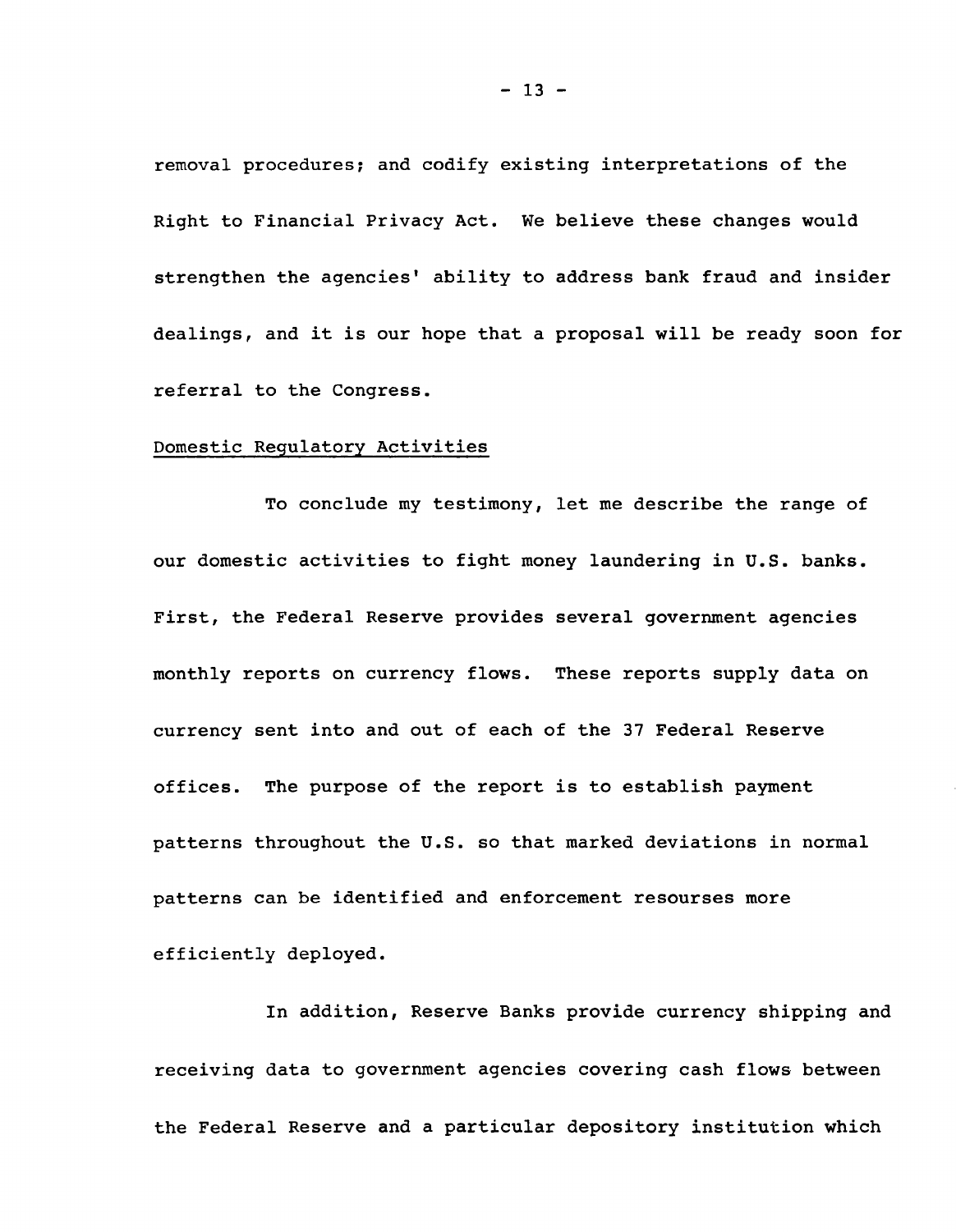removal procedures; and codify existing interpretations of the Right to Financial Privacy Act. We believe these changes would strengthen the agencies' ability to address bank fraud and insider dealings, and it is our hope that a proposal will be ready soon for referral to the Congress.

## Domestic Regulatory Activities

To conclude my testimony, let me describe the range of our domestic activities to fight money laundering in U.S. banks. First, the Federal Reserve provides several government agencies monthly reports on currency flows. These reports supply data on currency sent into and out of each of the 37 Federal Reserve offices. The purpose of the report is to establish payment patterns throughout the U.S. so that marked deviations in normal patterns can be identified and enforcement resourses more efficiently deployed.

In addition, Reserve Banks provide currency shipping and receiving data to government agencies covering cash flows between the Federal Reserve and a particular depository institution which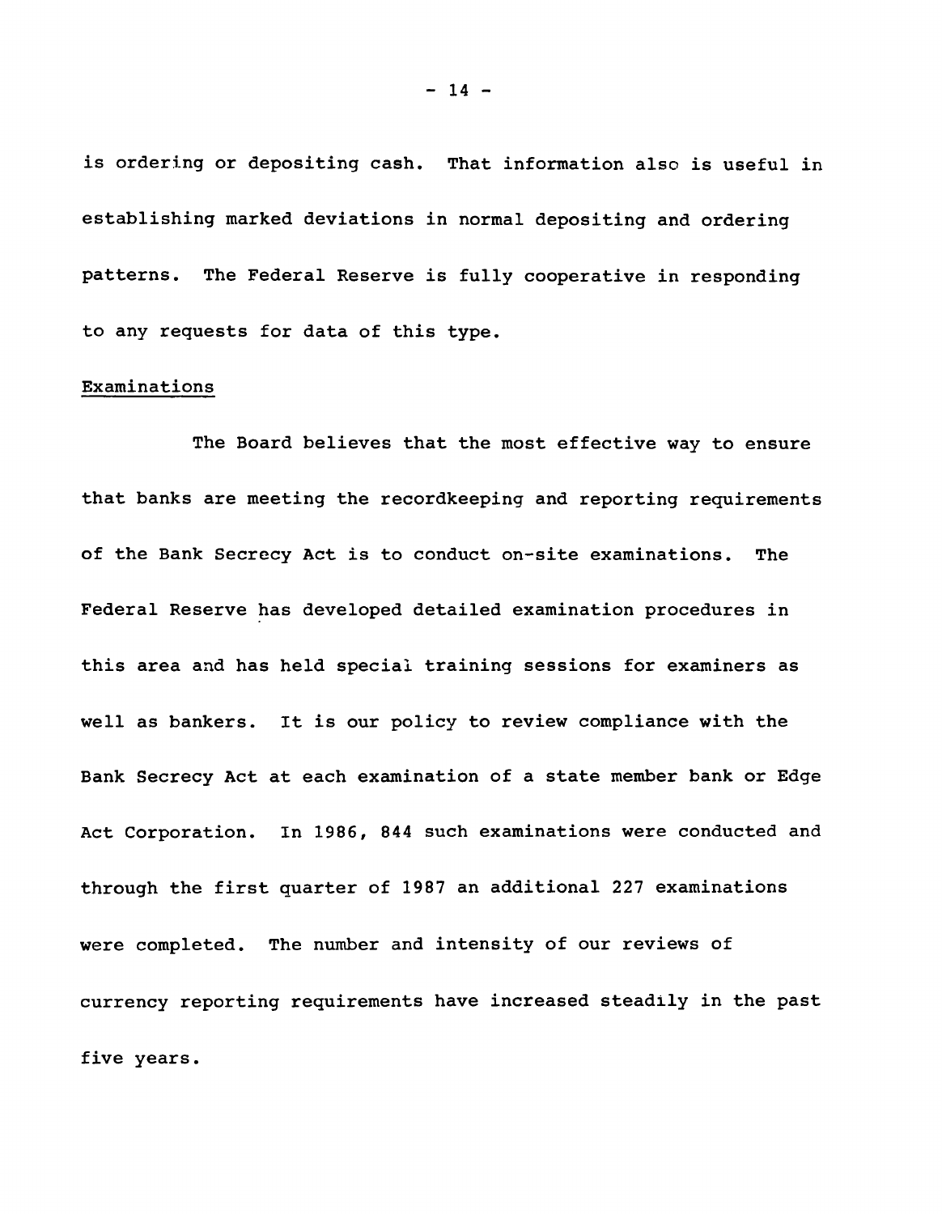is ordering or depositing cash. That information also is useful in establishing marked deviations in normal depositing and ordering patterns. The Federal Reserve is fully cooperative in responding to any requests for data of this type.

## Examinations

The Board believes that the most effective way to ensure that banks are meeting the recordkeeping and reporting requirements of the Bank Secrecy Act is to conduct on-site examinations. The Federal Reserve has developed detailed examination procedures in this area and has held special training sessions for examiners as well as bankers. It is our policy to review compliance with the Bank Secrecy Act at each examination of a state member bank or Edge Act Corporation. In 1986, 844 such examinations were conducted and through the first quarter of 1987 an additional 227 examinations were completed. The number and intensity of our reviews of currency reporting requirements have increased steadily in the past five years.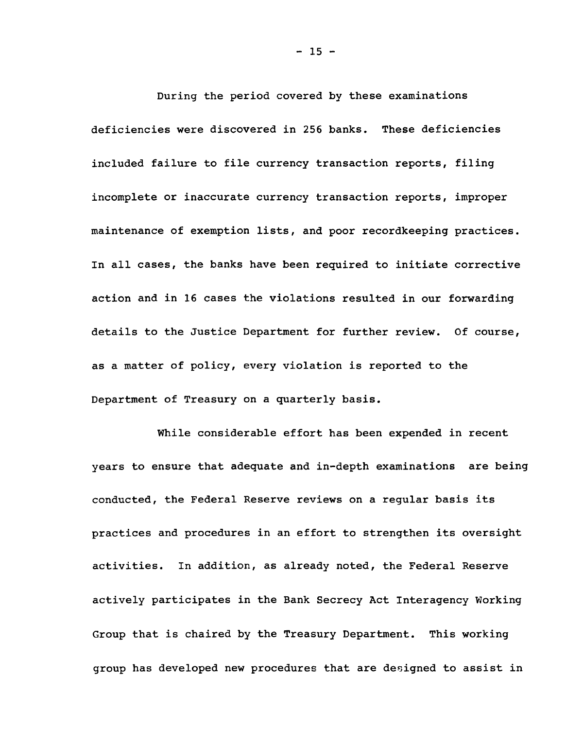During the period covered by these examinations deficiencies were discovered in 256 banks. These deficiencies included failure to file currency transaction reports, filing incomplete or inaccurate currency transaction reports, improper maintenance of exemption lists, and poor recordkeeping practices. In all cases, the banks have been required to initiate corrective action and in 16 cases the violations resulted in our forwarding details to the Justice Department for further review. Of course, as a matter of policy, every violation is reported to the Department of Treasury on a quarterly basis.

While considerable effort has been expended in recent years to ensure that adequate and in-depth examinations are being conducted, the Federal Reserve reviews on a regular basis its practices and procedures in an effort to strengthen its oversight activities. In addition, as already noted, the Federal Reserve actively participates in the Bank Secrecy Act Interagency Working Group that is chaired by the Treasury Department. This working group has developed new procedures that are designed to assist in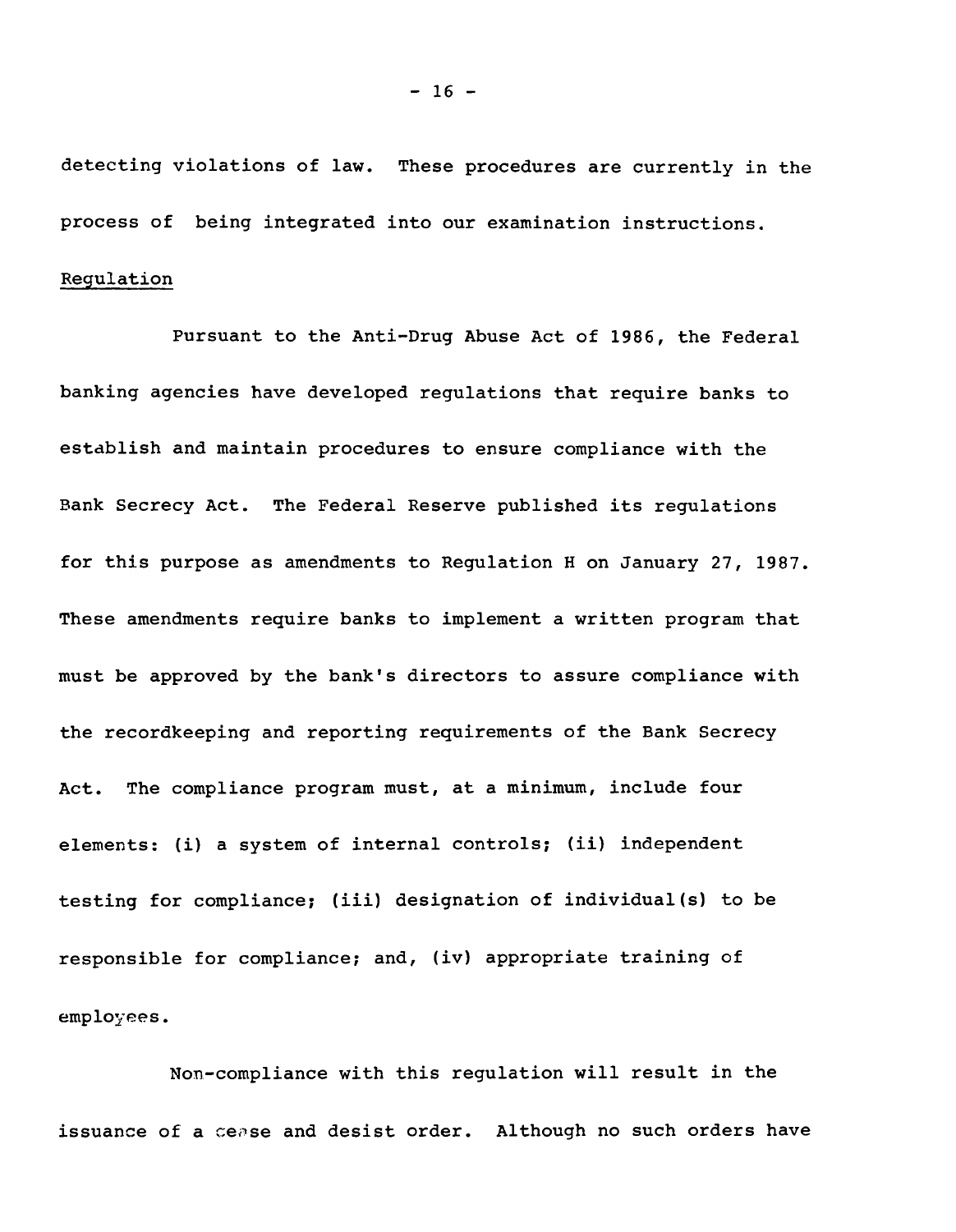detecting violations of law. These procedures are currently in the process of being integrated into our examination instructions.

Regulation

Pursuant to the Anti-Drug Abuse Act of 1986, the Federal banking agencies have developed regulations that require banks to establish and maintain procedures to ensure compliance with the Bank Secrecy Act. The Federal Reserve published its regulations for this purpose as amendments to Regulation H on January 27, 1987. These amendments require banks to implement a written program that must be approved by the bank's directors to assure compliance with the recordkeeping and reporting requirements of the Bank Secrecy Act. The compliance program must, at a minimum, include four elements: (i) a system of internal controls; (ii) independent testing for compliance; (iii) designation of individual(s) to be responsible for compliance; and, (iv) appropriate training of employees.

Non-compliance with this regulation will result in the issuance of a cease and desist order. Although no such orders have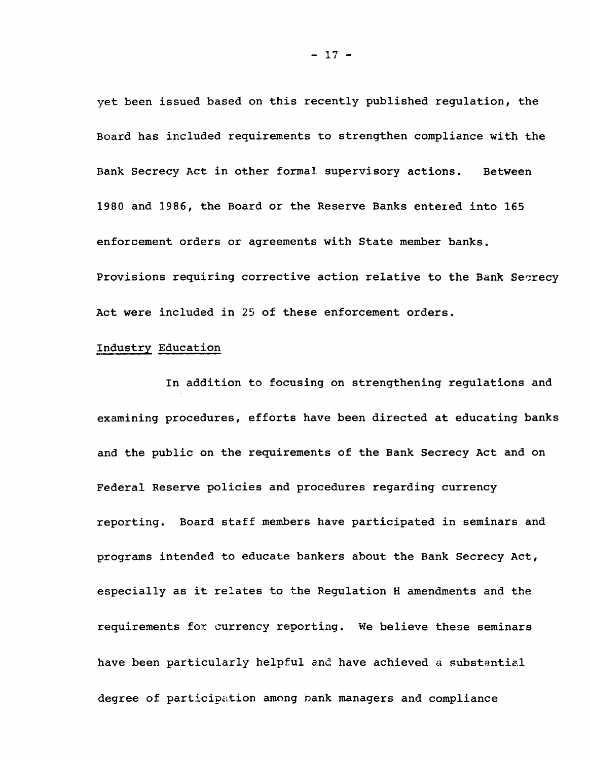yet been issued based on this recently published regulation, the Board has included requirements to strengthen compliance with the Bank Secrecy Act in other formal supervisory actions. Between 1980 and 1986, the Board or the Reserve Banks entered into 165 enforcement orders or agreements with State member banks. Provisions requiring corrective action relative to the Bank Secrecy Act were included in 25 of these enforcement orders.

Industry Education

In addition to focusing on strengthening regulations and examining procedures, efforts have been directed at educating banks and the public on the requirements of the Bank Secrecy Act and on Federal Reserve policies and procedures regarding currency reporting. Board staff members have participated in seminars and programs intended to educate bankers about the Bank Secrecy Act, especially as it relates to the Regulation H amendments and the requirements for currency reporting. We believe these seminars have been particularly helpful and have achieved a substantial degree of participation among bank managers and compliance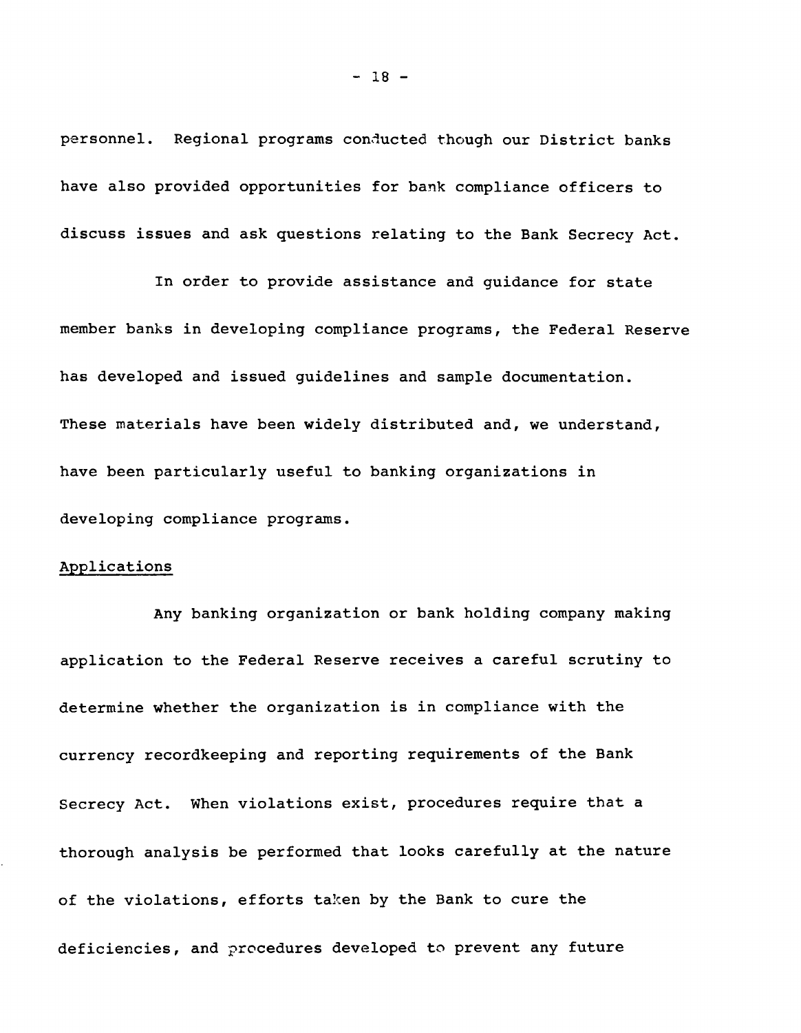personnel. Regional programs conducted though our District banks have also provided opportunities for bank compliance officers to discuss issues and ask questions relating to the Bank Secrecy Act.

In order to provide assistance and guidance for state member banks in developing compliance programs, the Federal Reserve has developed and issued guidelines and sample documentation. These materials have been widely distributed and, we understand, have been particularly useful to banking organizations in developing compliance programs.

## Applications

Any banking organization or bank holding company making application to the Federal Reserve receives a careful scrutiny to determine whether the organization is in compliance with the currency recordkeeping and reporting requirements of the Bank Secrecy Act. When violations exist, procedures require that a thorough analysis be performed that looks carefully at the nature of the violations, efforts taken by the Bank to cure the deficiencies, and procedures developed to prevent any future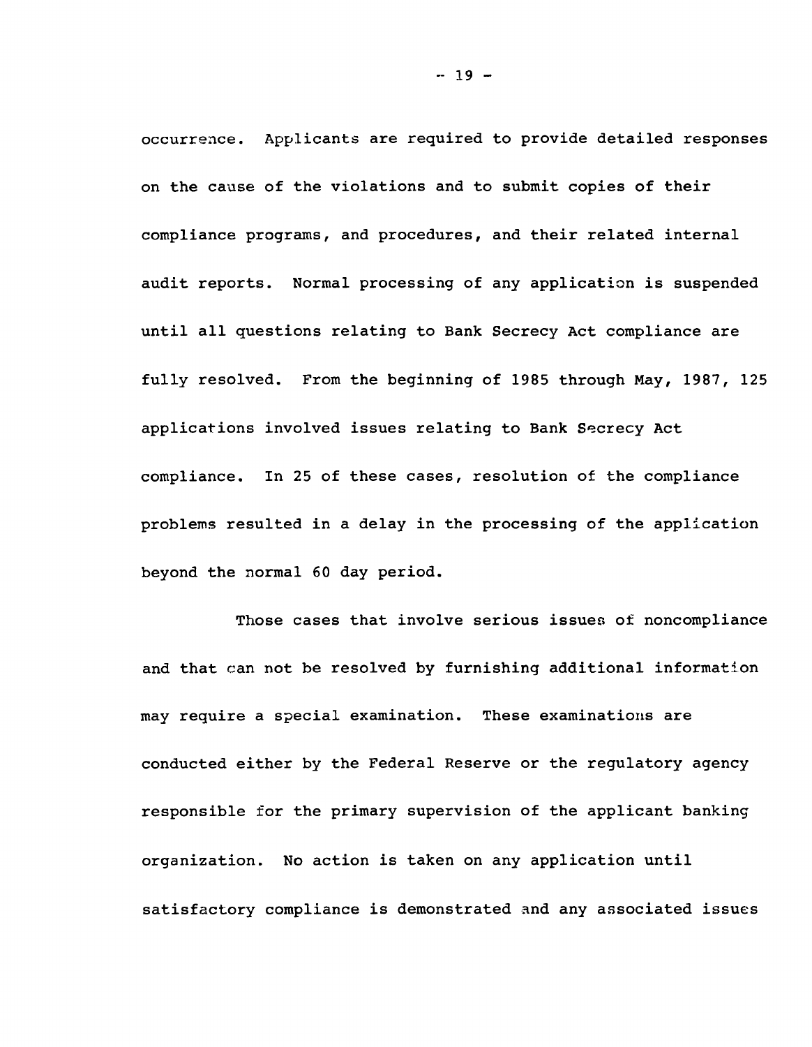occurrence. Applicants are required to provide detailed responses on the cause of the violations and to submit copies of their compliance programs, and procedures, and their related internal audit reports. Normal processing of any application is suspended until all questions relating to Bank Secrecy Act compliance are fully resolved. From the beginning of 1985 through May, 1987, 125 applications involved issues relating to Bank Secrecy Act compliance. In 25 of these cases, resolution of the compliance problems resulted in a delay in the processing of the application beyond the normal 60 day period.

Those cases that involve serious issues of noncompliance and that can not be resolved by furnishing additional information may require a special examination. These examinations are conducted either by the Federal Reserve or the regulatory agency responsible for the primary supervision of the applicant banking organization. No action is taken on any application until satisfactory compliance is demonstrated and any associated issues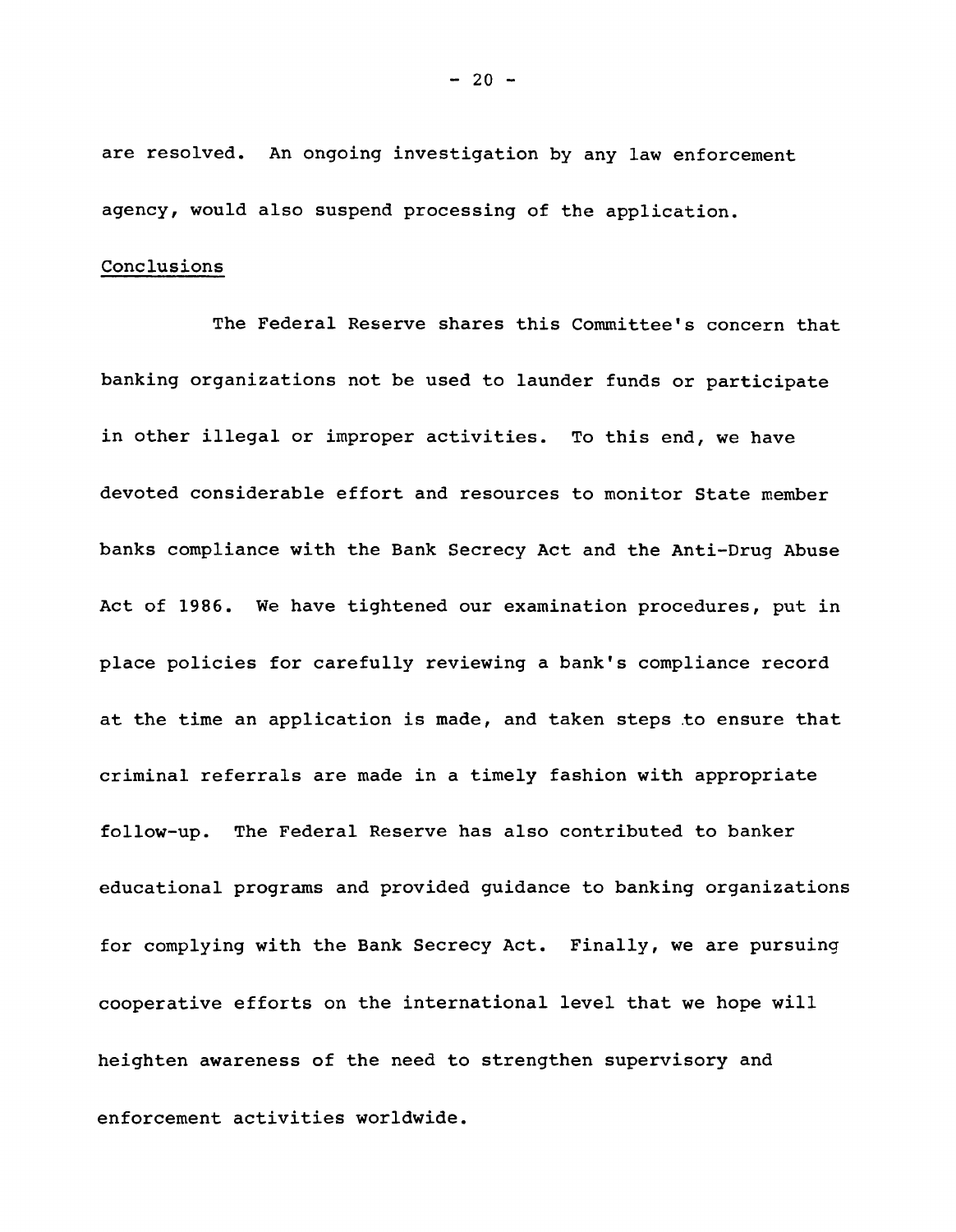are resolved. An ongoing investigation by any law enforcement agency, would also suspend processing of the application.

Conclusions

The Federal Reserve shares this Committee's concern that banking organizations not be used to launder funds or participate in other illegal or improper activities. To this end, we have devoted considerable effort and resources to monitor State member banks compliance with the Bank Secrecy Act and the Anti-Drug Abuse Act of 1986. We have tightened our examination procedures, put in place policies for carefully reviewing a bank's compliance record at the time an application is made, and taken steps to ensure that criminal referrals are made in a timely fashion with appropriate follow-up. The Federal Reserve has also contributed to banker educational programs and provided guidance to banking organizations for complying with the Bank Secrecy Act. Finally, we are pursuing cooperative efforts on the international level that we hope will heighten awareness of the need to strengthen supervisory and enforcement activities worldwide.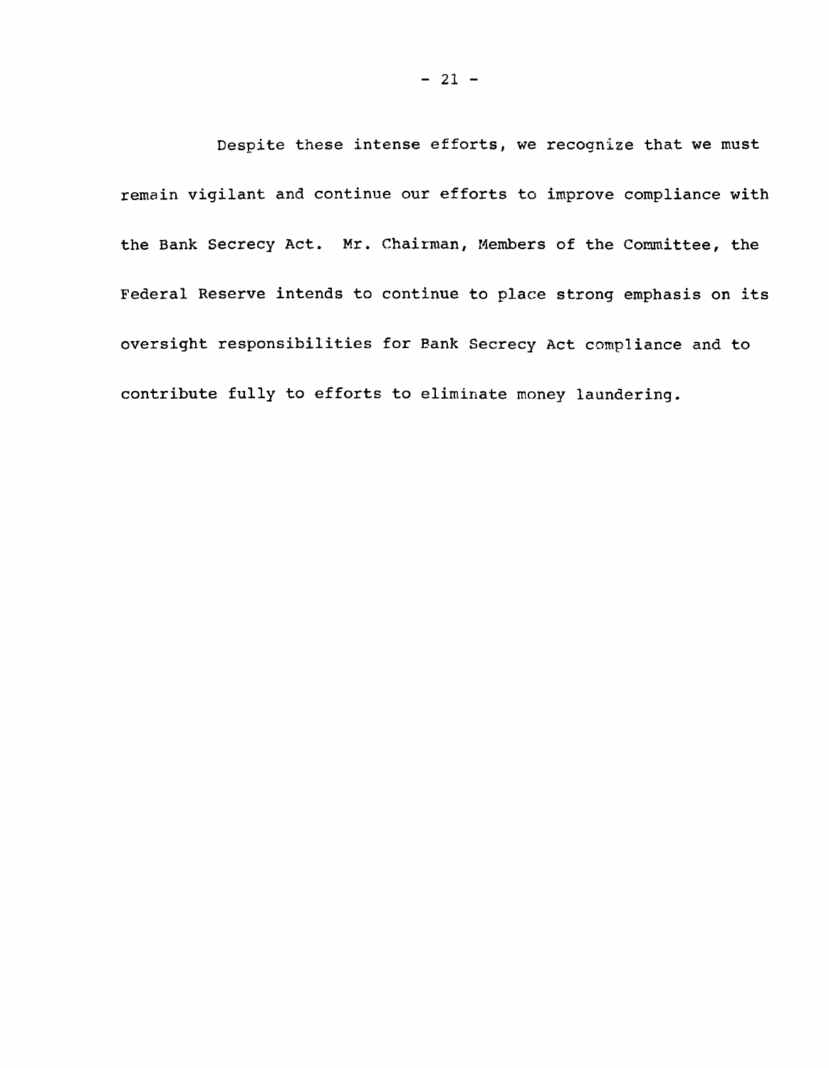Despite these intense efforts, we recognize that we must remain vigilant and continue our efforts to improve compliance with the Bank Secrecy Act. Mr. Chairman, Members of the Committee, the Federal Reserve intends to continue to place strong emphasis on its oversight responsibilities for Bank Secrecy Act compliance and to contribute fully to efforts to eliminate money laundering.